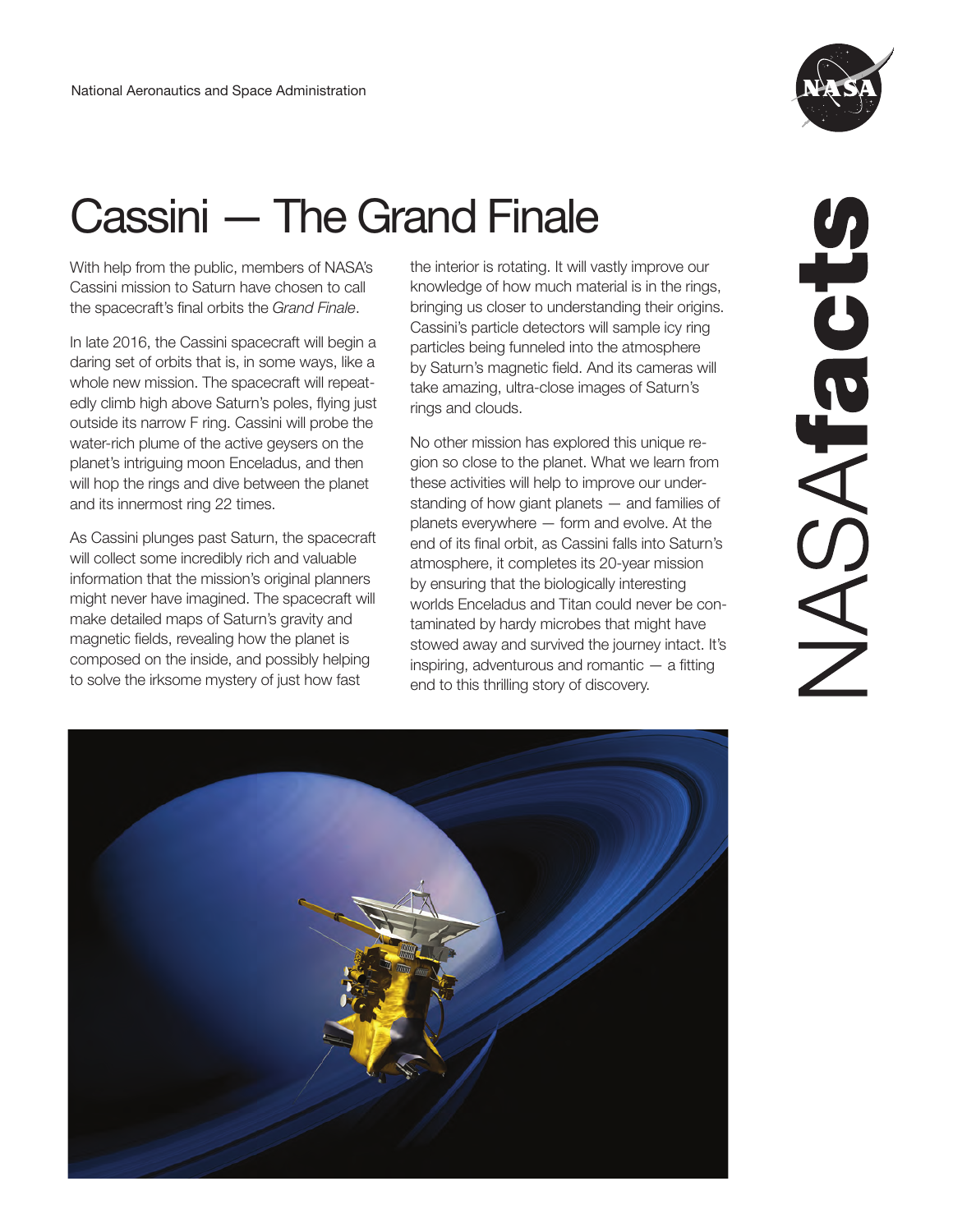National Aeronautics and Space Administration

# Cassini — The Grand Finale

With help from the public, members of NASA's Cassini mission to Saturn have chosen to call the spacecraft's final orbits the *Grand Finale*.

In late 2016, the Cassini spacecraft will begin a daring set of orbits that is, in some ways, like a whole new mission. The spacecraft will repeatedly climb high above Saturn's poles, flying just outside its narrow F ring. Cassini will probe the water-rich plume of the active geysers on the planet's intriguing moon Enceladus, and then will hop the rings and dive between the planet and its innermost ring 22 times.

As Cassini plunges past Saturn, the spacecraft will collect some incredibly rich and valuable information that the mission's original planners might never have imagined. The spacecraft will make detailed maps of Saturn's gravity and magnetic fields, revealing how the planet is composed on the inside, and possibly helping to solve the irksome mystery of just how fast the interior is rotating. It will vastly improve our knowledge of how much material is in the rings, bringing us closer to understanding their origins. Cassini's particle detectors will sample icy ring particles being funneled into the atmosphere by Saturn's magnetic field. And its cameras will take amazing, ultra-close images of Saturn's rings and clouds.

No other mission has explored this unique region so close to the planet. What we learn from these activities will help to improve our understanding of how giant planets — and families of planets everywhere — form and evolve. At the end of its final orbit, as Cassini falls into Saturn's atmosphere, it completes its 20-year mission by ensuring that the biologically interesting worlds Enceladus and Titan could never be contaminated by hardy microbes that might have stowed away and survived the journey intact. It's inspiring, adventurous and romantic — a fitting end to this thrilling story of discovery.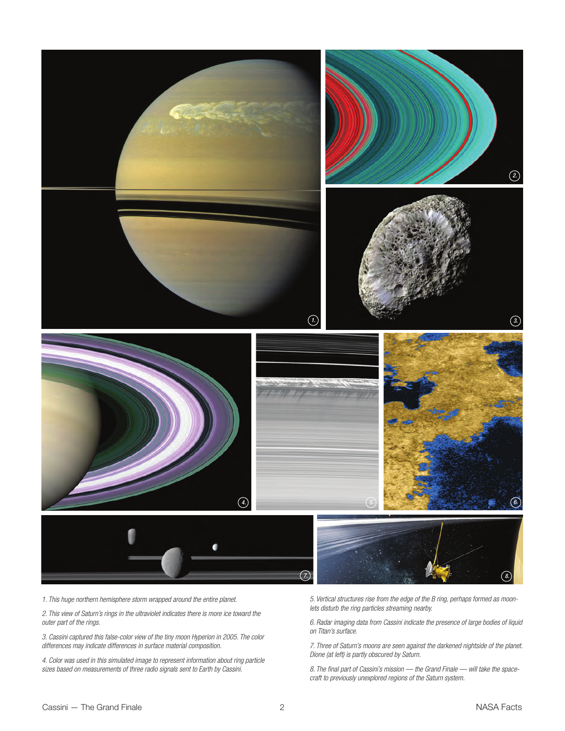1. This huge northern hemisphere storm wrapped around the entire planet.

2. This view of Saturn's rings in the ultraviolet indicates there is more ice toward the outer part of the rings.

3. Cassini captured this false-color view of the tiny moon Hyperion in 2005. The color differences may indicate differences in surface material composition.

4. Color was used in this simulated image to represent information about ring particle sizes based on measurements of three radio signals sent to Earth by Cassini.

5. Vertical structures rise from the edge of the B ring, perhaps formed as moonlets disturb the ring particles streaming nearby.

6. Radar imaging data from Cassini indicate the presence of large bodies of liquid on Titan's surface.

7. Three of Saturn's moons are seen against the darkened nightside of the planet. Dione (at left) is partly obscured by Saturn.

8. The final part of Cassini's mission — the Grand Finale — will take the spacecraft to previously unexplored regions of the Saturn system.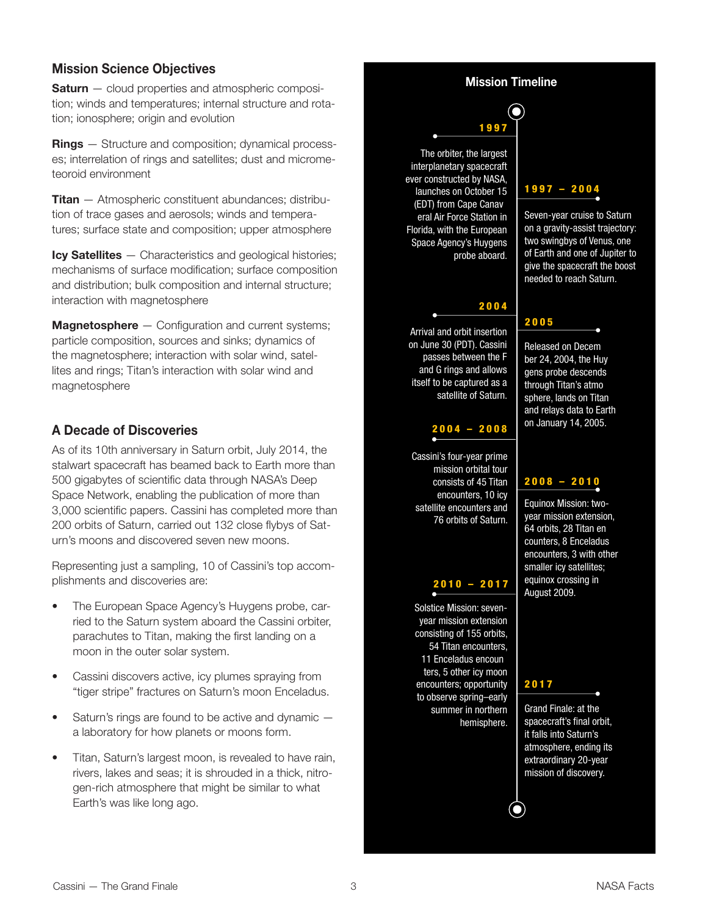## Mission Science Objectives

**Saturn** — cloud properties and atmospheric composition; winds and temperatures; internal structure and rotation; ionosphere; origin and evolution

**Rings** — Structure and composition; dynamical processes; interrelation of rings and satellites; dust and micrometeoroid environment

**Titan** — Atmospheric constituent abundances; distribution of trace gases and aerosols; winds and temperatures; surface state and composition; upper atmosphere

**Icy Satellites** — Characteristics and geological histories; mechanisms of surface modification; surface composition and distribution; bulk composition and internal structure; interaction with magnetosphere

**Magnetosphere** — Configuration and current systems; particle composition, sources and sinks; dynamics of the magnetosphere; interaction with solar wind, satellites and rings; Titan's interaction with solar wind and magnetosphere

## A Decade of Discoveries

As of its 10th anniversary in Saturn orbit, July 2014, the stalwart spacecraft has beamed back to Earth more than 500 gigabytes of scientific data through NASA's Deep Space Network, enabling the publication of more than 3,000 scientific papers. Cassini has completed more than 200 orbits of Saturn, carried out 132 close flybys of Saturn's moons and discovered seven new moons.

Representing just a sampling, 10 of Cassini's top accomplishments and discoveries are:

- The European Space Agency's Huygens probe, carried to the Saturn system aboard the Cassini orbiter, parachutes to Titan, making the first landing on a moon in the outer solar system.
- Cassini discovers active, icy plumes spraying from "tiger stripe" fractures on Saturn's moon Enceladus.
- Saturn's rings are found to be active and dynamic — a laboratory for how planets or moons form.
- Titan, Saturn's largest moon, is revealed to have rain, rivers, lakes and seas; it is shrouded in a thick, nitrogen-rich atmosphere that might be similar to what Earth's was like long ago.

## Mission Timeline

**1997**

The orbiter, the largest interplanetary spacecraft ever constructed by NASA, launches on October 15 (EDT) from Cape Canaveral Air Force Station in Florida, with the European Space Agency's Huygens probe aboard.

**1997 – 2004**

Seven-year cruise to Saturn on a gravity-assist trajectory: two swingbys of Venus, one of Earth and one of Jupiter to give the spacecraft the boost needed to reach Saturn.

**2004**

Arrival and orbit insertion on June 30 (PDT). Cassini passes between the F and G rings and allows itself to be captured as a satellite of Saturn.

**2005**

Released on December 24, 2004, the Huygens probe descends through Titan's atmosphere, lands on Titan and relays data to Earth on January 14, 2005.

**2004 – 2008**

Cassini's four-year prime mission orbital tour consists of 45 Titan encounters, 10 icy satellite encounters and 76 orbits of Saturn.

**2008 – 2010**

Equinox Mission: two-year mission extension, 64 orbits, 28 Titan encounters, 8 Enceladus encounters, 3 with other smaller icy satellites; equinox crossing in August 2009.

**2010 – 2017**

Solstice Mission: seven-year mission extension consisting of 155 orbits, 54 Titan encounters, 11 Enceladus encounters, 5 other icy moon encounters; opportunity to observe spring–early summer in northern hemisphere.

**2017**

Grand Finale: at the spacecraft's final orbit, it falls into Saturn's atmosphere, ending its extraordinary 20-year mission of discovery.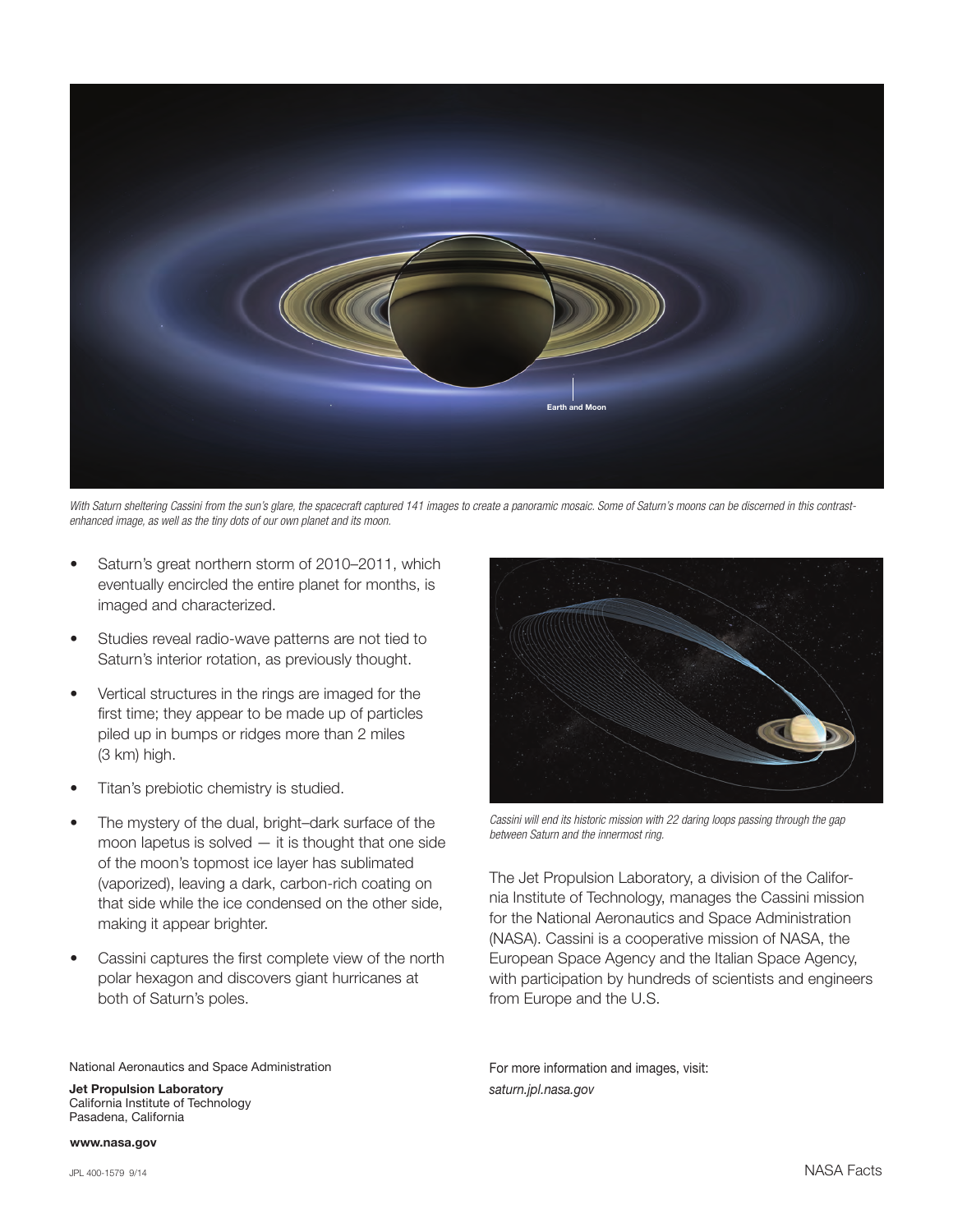Earth and Moon

*With Saturn sheltering Cassini from the sun's glare, the spacecraft captured 141 images to create a panoramic mosaic. Some of Saturn's moons can be discerned in this contrast-enhanced image, as well as the tiny dots of our own planet and its moon.*

- Saturn's great northern storm of 2010–2011, which eventually encircled the entire planet for months, is imaged and characterized.
- Studies reveal radio-wave patterns are not tied to Saturn's interior rotation, as previously thought.
- Vertical structures in the rings are imaged for the first time; they appear to be made up of particles piled up in bumps or ridges more than 2 miles (3 km) high.
- Titan's prebiotic chemistry is studied.
- The mystery of the dual, bright–dark surface of the moon Iapetus is solved — it is thought that one side of the moon's topmost ice layer has sublimated (vaporized), leaving a dark, carbon-rich coating on that side while the ice condensed on the other side, making it appear brighter.
- Cassini captures the first complete view of the north polar hexagon and discovers giant hurricanes at both of Saturn's poles.

*Cassini will end its historic mission with 22 daring loops passing through the gap between Saturn and the innermost ring.*

The Jet Propulsion Laboratory, a division of the California Institute of Technology, manages the Cassini mission for the National Aeronautics and Space Administration (NASA). Cassini is a cooperative mission of NASA, the European Space Agency and the Italian Space Agency, with participation by hundreds of scientists and engineers from Europe and the U.S.

National Aeronautics and Space Administration

**Jet Propulsion Laboratory**
California Institute of Technology
Pasadena, California

**www.nasa.gov**

JPL 400-1579 9/14

For more information and images, visit:
*saturn.jpl.nasa.gov*